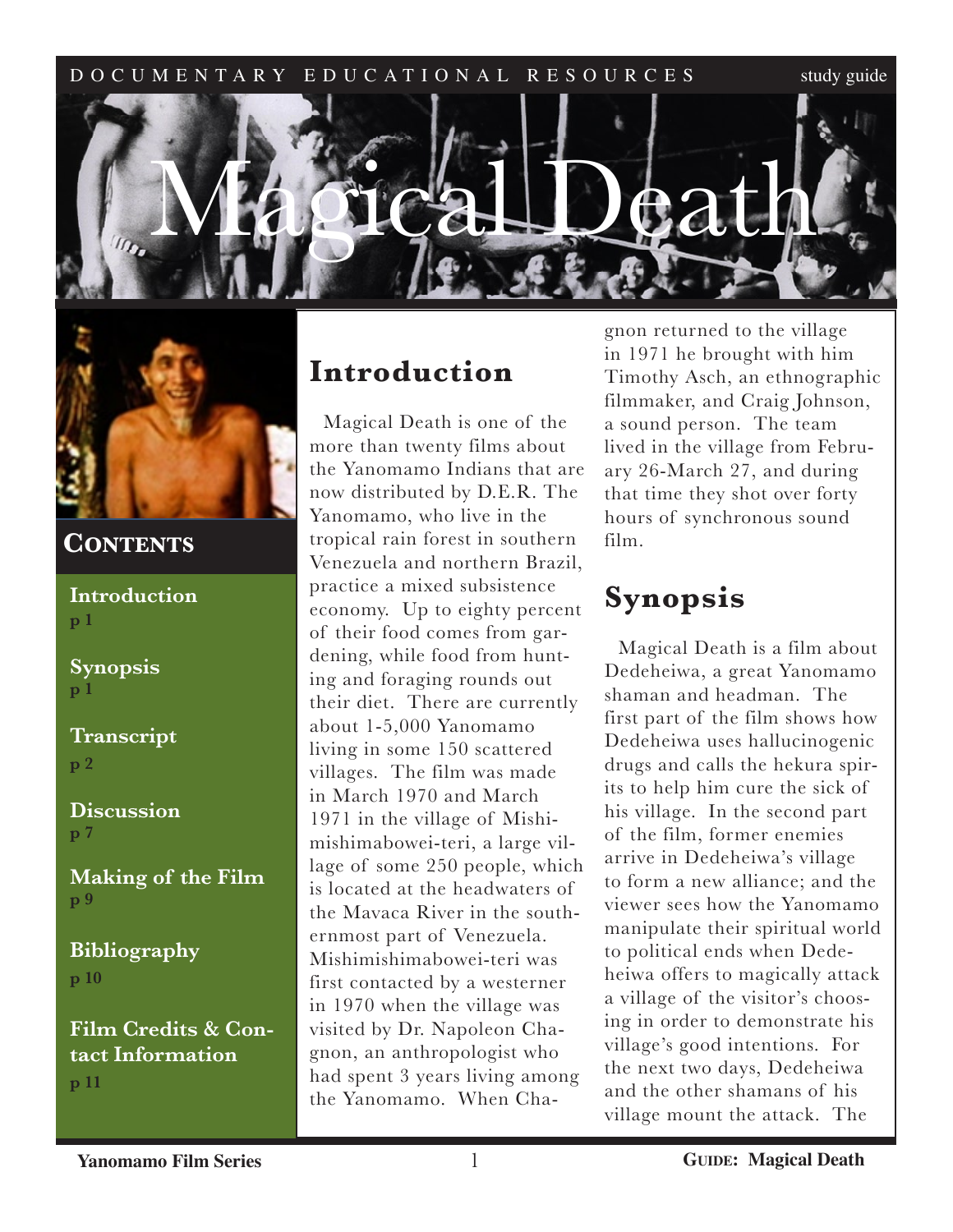# Magical Death

## Contents

**Introduction**
p 1

**Synopsis**
p 1

**Transcript**
p 2

**Discussion**
p 7

**Making of the Film**
p 9

**Bibliography**
p 10

**Film Credits & Contact Information**
p 11

## Introduction

Magical Death is one of the more than twenty films about the Yanomamo Indians that are now distributed by D.E.R. The Yanomamo, who live in the tropical rain forest in southern Venezuela and northern Brazil, practice a mixed subsistence economy. Up to eighty percent of their food comes from gardening, while food from hunting and foraging rounds out their diet. There are currently about 1-5,000 Yanomamo living in some 150 scattered villages. The film was made in March 1970 and March 1971 in the village of Mishimishimabowei-teri, a large village of some 250 people, which is located at the headwaters of the Mavaca River in the southernmost part of Venezuela. Mishimishimabowei-teri was first contacted by a westerner in 1970 when the village was visited by Dr. Napoleon Chagnon, an anthropologist who had spent 3 years living among the Yanomamo. When Chagnon returned to the village in 1971 he brought with him Timothy Asch, an ethnographic filmmaker, and Craig Johnson, a sound person. The team lived in the village from February 26-March 27, and during that time they shot over forty hours of synchronous sound film.

## Synopsis

Magical Death is a film about Dedeheiwa, a great Yanomamo shaman and headman. The first part of the film shows how Dedeheiwa uses hallucinogenic drugs and calls the hekura spirits to help him cure the sick of his village. In the second part of the film, former enemies arrive in Dedeheiwa's village to form a new alliance; and the viewer sees how the Yanomamo manipulate their spiritual world to political ends when Dedeheiwa offers to magically attack a village of the visitor's choosing in order to demonstrate his village's good intentions. For the next two days, Dedeheiwa and the other shamans of his village mount the attack. The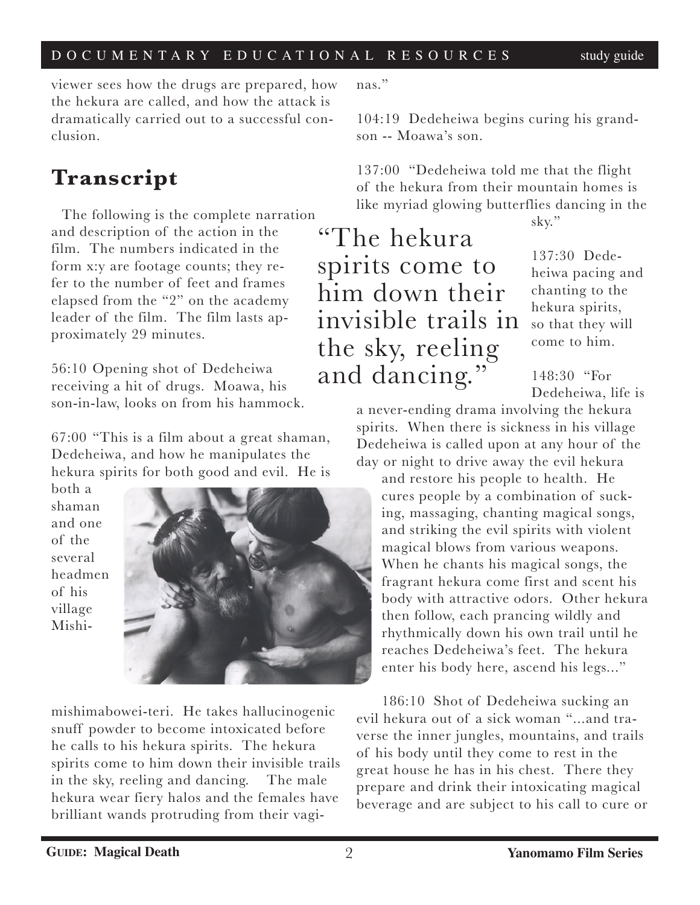viewer sees how the drugs are prepared, how the hekura are called, and how the attack is dramatically carried out to a successful conclusion.

## Transcript

The following is the complete narration and description of the action in the film. The numbers indicated in the form x:y are footage counts; they refer to the number of feet and frames elapsed from the "2" on the academy leader of the film. The film lasts approximately 29 minutes.

56:10 Opening shot of Dedeheiwa receiving a hit of drugs. Moawa, his son-in-law, looks on from his hammock.

67:00 "This is a film about a great shaman, Dedeheiwa, and how he manipulates the hekura spirits for both good and evil. He is both a shaman and one of the several headmen of his village Mishimishimabowei-teri. He takes hallucinogenic snuff powder to become intoxicated before he calls to his hekura spirits. The hekura spirits come to him down their invisible trails in the sky, reeling and dancing. The male hekura wear fiery halos and the females have brilliant wands protruding from their vaginas."

104:19 Dedeheiwa begins curing his grandson -- Moawa's son.

137:00 "Dedeheiwa told me that the flight of the hekura from their mountain homes is like myriad glowing butterflies dancing in the sky."

> "The hekura spirits come to him down their invisible trails in the sky, reeling and dancing."

137:30 Dedeheiwa pacing and chanting to the hekura spirits, so that they will come to him.

148:30 "For Dedeheiwa, life is a never-ending drama involving the hekura spirits. When there is sickness in his village Dedeheiwa is called upon at any hour of the day or night to drive away the evil hekura and restore his people to health. He cures people by a combination of sucking, massaging, chanting magical songs, and striking the evil spirits with violent magical blows from various weapons. When he chants his magical songs, the fragrant hekura come first and scent his body with attractive odors. Other hekura then follow, each prancing wildly and rhythmically down his own trail until he reaches Dedeheiwa's feet. The hekura enter his body here, ascend his legs..."

186:10 Shot of Dedeheiwa sucking an evil hekura out of a sick woman "...and traverse the inner jungles, mountains, and trails of his body until they come to rest in the great house he has in his chest. There they prepare and drink their intoxicating magical beverage and are subject to his call to cure or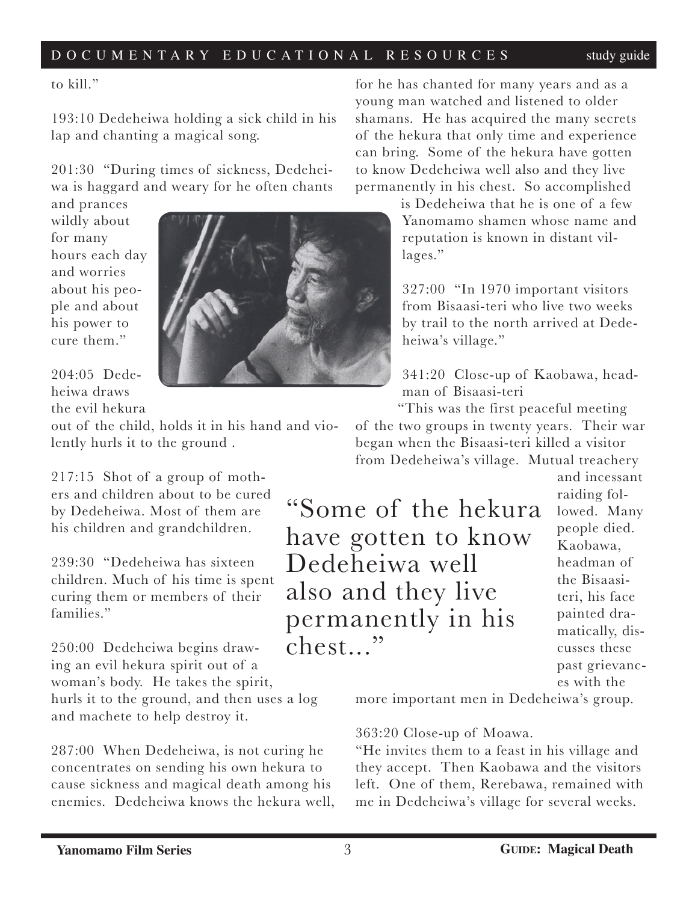to kill."

193:10 Dedeheiwa holding a sick child in his lap and chanting a magical song.

201:30 "During times of sickness, Dedeheiwa is haggard and weary for he often chants and prances wildly about for many hours each day and worries about his people and about his power to cure them."

204:05 Dedeheiwa draws the evil hekura out of the child, holds it in his hand and violently hurls it to the ground .

217:15 Shot of a group of mothers and children about to be cured by Dedeheiwa. Most of them are his children and grandchildren.

239:30 "Dedeheiwa has sixteen children. Much of his time is spent curing them or members of their families."

250:00 Dedeheiwa begins drawing an evil hekura spirit out of a woman's body. He takes the spirit, hurls it to the ground, and then uses a log and machete to help destroy it.

287:00 When Dedeheiwa, is not curing he concentrates on sending his own hekura to cause sickness and magical death among his enemies. Dedeheiwa knows the hekura well, for he has chanted for many years and as a young man watched and listened to older shamans. He has acquired the many secrets of the hekura that only time and experience can bring. Some of the hekura have gotten to know Dedeheiwa well also and they live permanently in his chest. So accomplished is Dedeheiwa that he is one of a few Yanomamo shamen whose name and reputation is known in distant villages."

327:00 "In 1970 important visitors from Bisaasi-teri who live two weeks by trail to the north arrived at Dedeheiwa's village."

341:20 Close-up of Kaobawa, headman of Bisaasi-teri

"This was the first peaceful meeting of the two groups in twenty years. Their war began when the Bisaasi-teri killed a visitor from Dedeheiwa's village. Mutual treachery and incessant raiding followed. Many people died. Kaobawa, headman of the Bisaasi-teri, his face painted dramatically, discusses these past grievances with the more important men in Dedeheiwa's group.

> "Some of the hekura have gotten to know Dedeheiwa well also and they live permanently in his chest..."

363:20 Close-up of Moawa.

"He invites them to a feast in his village and they accept. Then Kaobawa and the visitors left. One of them, Rerebawa, remained with me in Dedeheiwa's village for several weeks.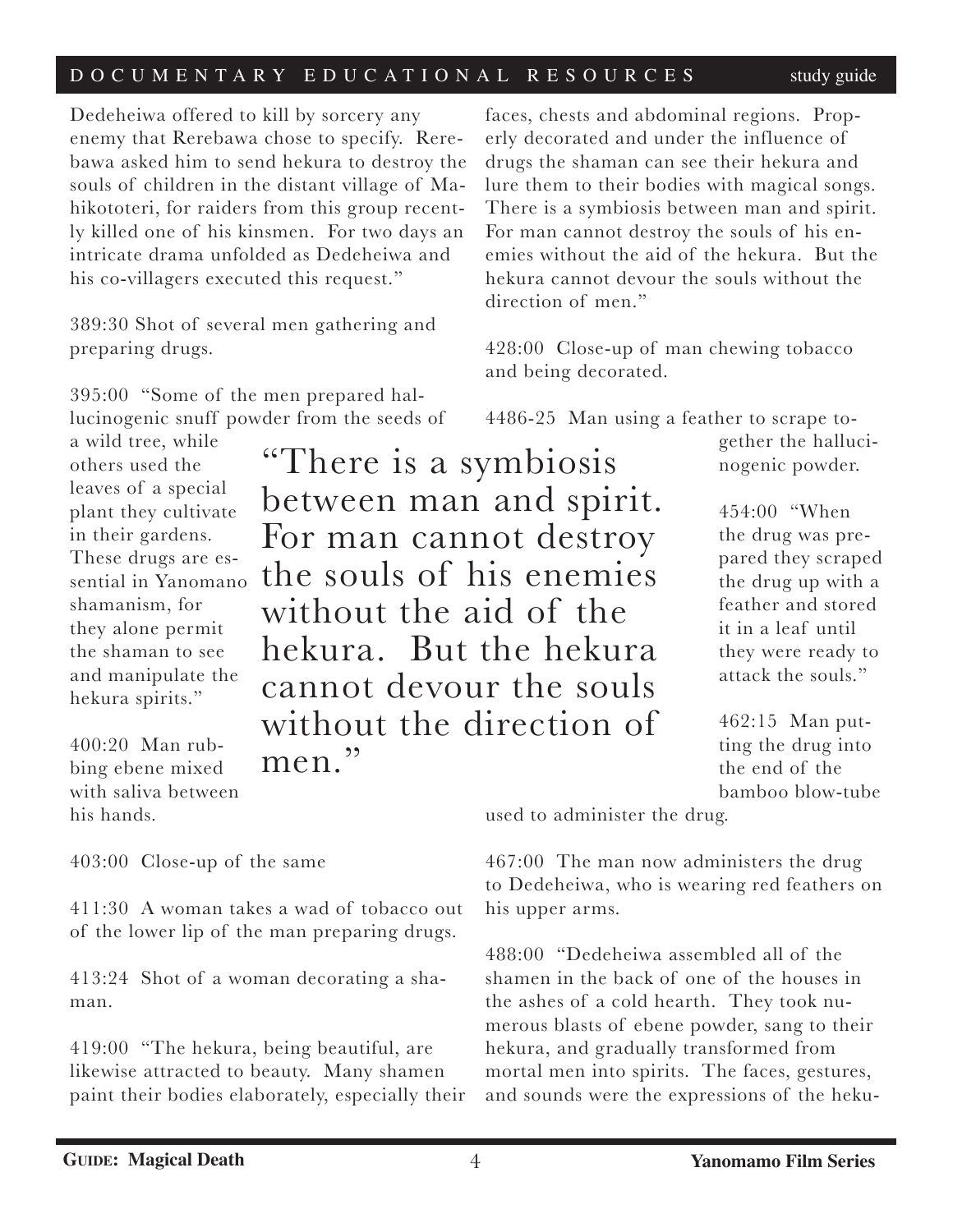Dedeheiwa offered to kill by sorcery any enemy that Rerebawa chose to specify. Rerebawa asked him to send hekura to destroy the souls of children in the distant village of Mahikototeri, for raiders from this group recently killed one of his kinsmen. For two days an intricate drama unfolded as Dedeheiwa and his co-villagers executed this request."

389:30 Shot of several men gathering and preparing drugs.

395:00 "Some of the men prepared hallucinogenic snuff powder from the seeds of a wild tree, while others used the leaves of a special plant they cultivate in their gardens. These drugs are essential in Yanomano shamanism, for they alone permit the shaman to see and manipulate the hekura spirits."

400:20 Man rubbing ebene mixed with saliva between his hands.

403:00 Close-up of the same

411:30 A woman takes a wad of tobacco out of the lower lip of the man preparing drugs.

413:24 Shot of a woman decorating a shaman.

419:00 "The hekura, being beautiful, are likewise attracted to beauty. Many shamen paint their bodies elaborately, especially their faces, chests and abdominal regions. Properly decorated and under the influence of drugs the shaman can see their hekura and lure them to their bodies with magical songs. There is a symbiosis between man and spirit. For man cannot destroy the souls of his enemies without the aid of the hekura. But the hekura cannot devour the souls without the direction of men."

> "There is a symbiosis between man and spirit. For man cannot destroy the souls of his enemies without the aid of the hekura. But the hekura cannot devour the souls without the direction of men."

428:00 Close-up of man chewing tobacco and being decorated.

4486-25 Man using a feather to scrape together the hallucinogenic powder.

454:00 "When the drug was prepared they scraped the drug up with a feather and stored it in a leaf until they were ready to attack the souls."

462:15 Man putting the drug into the end of the bamboo blow-tube used to administer the drug.

467:00 The man now administers the drug to Dedeheiwa, who is wearing red feathers on his upper arms.

488:00 "Dedeheiwa assembled all of the shamen in the back of one of the houses in the ashes of a cold hearth. They took numerous blasts of ebene powder, sang to their hekura, and gradually transformed from mortal men into spirits. The faces, gestures, and sounds were the expressions of the heku-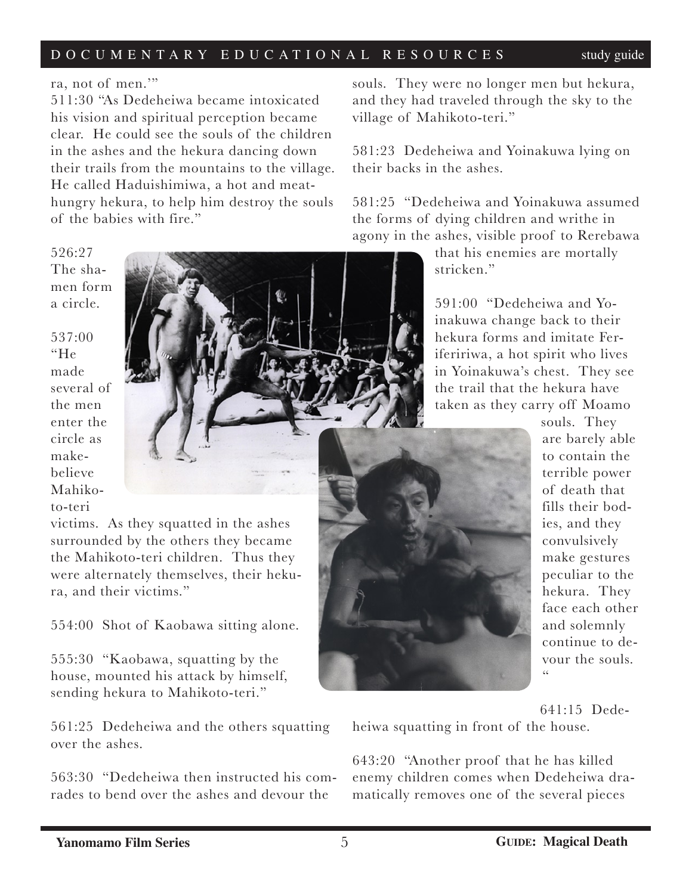ra, not of men.'"

511:30 "As Dedeheiwa became intoxicated his vision and spiritual perception became clear. He could see the souls of the children in the ashes and the hekura dancing down their trails from the mountains to the village. He called Haduishimiwa, a hot and meat-hungry hekura, to help him destroy the souls of the babies with fire."

526:27 The shamen form a circle.

537:00 "He made several of the men enter the circle as make-believe Mahikoto-teri victims. As they squatted in the ashes surrounded by the others they became the Mahikoto-teri children. Thus they were alternately themselves, their hekura, and their victims."

554:00 Shot of Kaobawa sitting alone.

555:30 "Kaobawa, squatting by the house, mounted his attack by himself, sending hekura to Mahikoto-teri."

561:25 Dedeheiwa and the others squatting over the ashes.

563:30 "Dedeheiwa then instructed his comrades to bend over the ashes and devour the souls. They were no longer men but hekura, and they had traveled through the sky to the village of Mahikoto-teri."

581:23 Dedeheiwa and Yoinakuwa lying on their backs in the ashes.

581:25 "Dedeheiwa and Yoinakuwa assumed the forms of dying children and writhe in agony in the ashes, visible proof to Rerebawa that his enemies are mortally stricken."

591:00 "Dedeheiwa and Yoinakuwa change back to their hekura forms and imitate Ferifeririwa, a hot spirit who lives in Yoinakuwa's chest. They see the trail that the hekura have taken as they carry off Moamo souls. They are barely able to contain the terrible power of death that fills their bodies, and they convulsively make gestures peculiar to the hekura. They face each other and solemnly continue to devour the souls. "

641:15 Dedeheiwa squatting in front of the house.

643:20 "Another proof that he has killed enemy children comes when Dedeheiwa dramatically removes one of the several pieces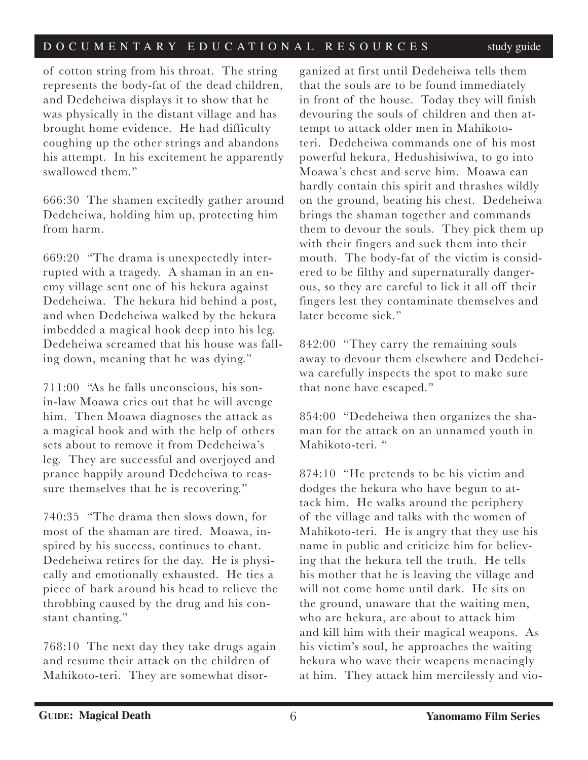of cotton string from his throat. The string represents the body-fat of the dead children, and Dedeheiwa displays it to show that he was physically in the distant village and has brought home evidence. He had difficulty coughing up the other strings and abandons his attempt. In his excitement he apparently swallowed them."

666:30 The shamen excitedly gather around Dedeheiwa, holding him up, protecting him from harm.

669:20 "The drama is unexpectedly interrupted with a tragedy. A shaman in an enemy village sent one of his hekura against Dedeheiwa. The hekura hid behind a post, and when Dedeheiwa walked by the hekura imbedded a magical hook deep into his leg. Dedeheiwa screamed that his house was falling down, meaning that he was dying."

711:00 "As he falls unconscious, his son-in-law Moawa cries out that he will avenge him. Then Moawa diagnoses the attack as a magical hook and with the help of others sets about to remove it from Dedeheiwa's leg. They are successful and overjoyed and prance happily around Dedeheiwa to reassure themselves that he is recovering."

740:35 "The drama then slows down, for most of the shaman are tired. Moawa, inspired by his success, continues to chant. Dedeheiwa retires for the day. He is physically and emotionally exhausted. He ties a piece of bark around his head to relieve the throbbing caused by the drug and his constant chanting."

768:10 The next day they take drugs again and resume their attack on the children of Mahikoto-teri. They are somewhat disorganized at first until Dedeheiwa tells them that the souls are to be found immediately in front of the house. Today they will finish devouring the souls of children and then attempt to attack older men in Mahikoto-teri. Dedeheiwa commands one of his most powerful hekura, Hedushisiwiwa, to go into Moawa's chest and serve him. Moawa can hardly contain this spirit and thrashes wildly on the ground, beating his chest. Dedeheiwa brings the shaman together and commands them to devour the souls. They pick them up with their fingers and suck them into their mouth. The body-fat of the victim is considered to be filthy and supernaturally dangerous, so they are careful to lick it all off their fingers lest they contaminate themselves and later become sick."

842:00 "They carry the remaining souls away to devour them elsewhere and Dedeheiwa carefully inspects the spot to make sure that none have escaped."

854:00 "Dedeheiwa then organizes the shaman for the attack on an unnamed youth in Mahikoto-teri. "

874:10 "He pretends to be his victim and dodges the hekura who have begun to attack him. He walks around the periphery of the village and talks with the women of Mahikoto-teri. He is angry that they use his name in public and criticize him for believing that the hekura tell the truth. He tells his mother that he is leaving the village and will not come home until dark. He sits on the ground, unaware that the waiting men, who are hekura, are about to attack him and kill him with their magical weapons. As his victim's soul, he approaches the waiting hekura who wave their weapcns menacingly at him. They attack him mercilessly and vio-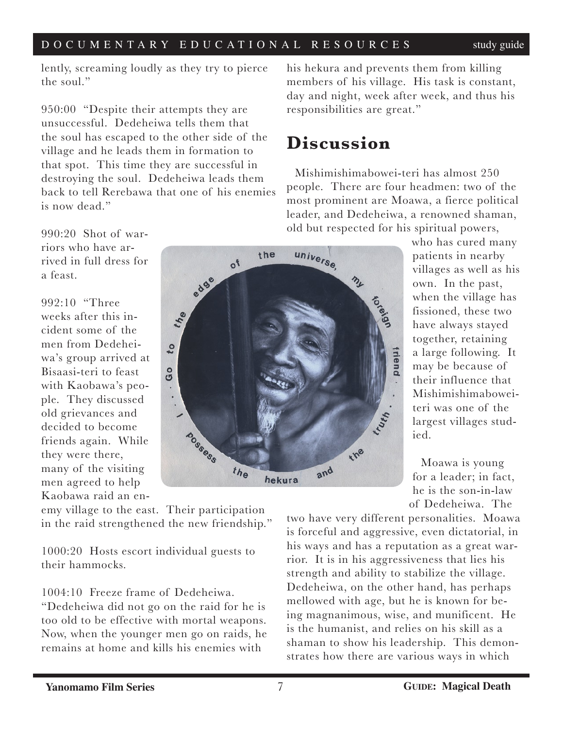lently, screaming loudly as they try to pierce the soul."

950:00 "Despite their attempts they are unsuccessful. Dedeheiwa tells them that the soul has escaped to the other side of the village and he leads them in formation to that spot. This time they are successful in destroying the soul. Dedeheiwa leads them back to tell Rerebawa that one of his enemies is now dead."

990:20 Shot of warriors who have arrived in full dress for a feast.

992:10 "Three weeks after this incident some of the men from Dedeheiwa's group arrived at Bisaasi-teri to feast with Kaobawa's people. They discussed old grievances and decided to become friends again. While they were there, many of the visiting men agreed to help Kaobawa raid an enemy village to the east. Their participation in the raid strengthened the new friendship."

1000:20 Hosts escort individual guests to their hammocks.

1004:10 Freeze frame of Dedeheiwa. "Dedeheiwa did not go on the raid for he is too old to be effective with mortal weapons. Now, when the younger men go on raids, he remains at home and kills his enemies with his hekura and prevents them from killing members of his village. His task is constant, day and night, week after week, and thus his responsibilities are great."

I . . . Go to the edge of the universe, my foreign friend . . . the truth . . . the hekura and I possess

## Discussion

Mishimishimabowei-teri has almost 250 people. There are four headmen: two of the most prominent are Moawa, a fierce political leader, and Dedeheiwa, a renowned shaman, old but respected for his spiritual powers, who has cured many patients in nearby villages as well as his own. In the past, when the village has fissioned, these two have always stayed together, retaining a large following. It may be because of their influence that Mishimishimabowei-teri was one of the largest villages studied.

Moawa is young for a leader; in fact, he is the son-in-law of Dedeheiwa. The two have very different personalities. Moawa is forceful and aggressive, even dictatorial, in his ways and has a reputation as a great warrior. It is in his aggressiveness that lies his strength and ability to stabilize the village. Dedeheiwa, on the other hand, has perhaps mellowed with age, but he is known for being magnanimous, wise, and munificent. He is the humanist, and relies on his skill as a shaman to show his leadership. This demonstrates how there are various ways in which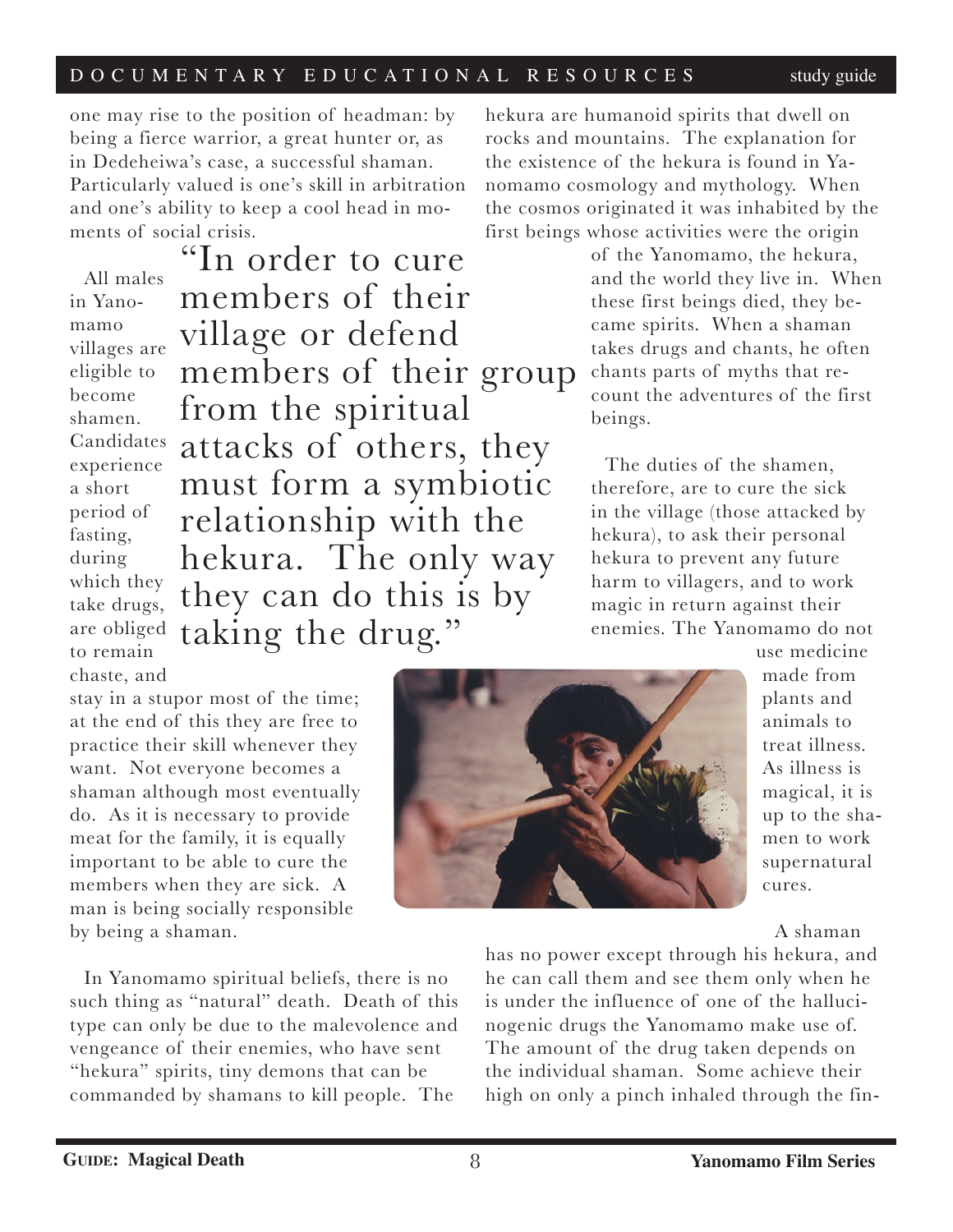one may rise to the position of headman: by being a fierce warrior, a great hunter or, as in Dedeheiwa's case, a successful shaman. Particularly valued is one's skill in arbitration and one's ability to keep a cool head in moments of social crisis.

> "In order to cure members of their village or defend members of their group from the spiritual attacks of others, they must form a symbiotic relationship with the hekura. The only way they can do this is by taking the drug."

All males in Yanomamo villages are eligible to become shamen. Candidates experience a short period of fasting, during which they take drugs, are obliged to remain chaste, and stay in a stupor most of the time; at the end of this they are free to practice their skill whenever they want. Not everyone becomes a shaman although most eventually do. As it is necessary to provide meat for the family, it is equally important to be able to cure the members when they are sick. A man is being socially responsible by being a shaman.

In Yanomamo spiritual beliefs, there is no such thing as "natural" death. Death of this type can only be due to the malevolence and vengeance of their enemies, who have sent "hekura" spirits, tiny demons that can be commanded by shamans to kill people. The hekura are humanoid spirits that dwell on rocks and mountains. The explanation for the existence of the hekura is found in Yanomamo cosmology and mythology. When the cosmos originated it was inhabited by the first beings whose activities were the origin of the Yanomamo, the hekura, and the world they live in. When these first beings died, they became spirits. When a shaman takes drugs and chants, he often chants parts of myths that recount the adventures of the first beings.

The duties of the shamen, therefore, are to cure the sick in the village (those attacked by hekura), to ask their personal hekura to prevent any future harm to villagers, and to work magic in return against their enemies. The Yanomamo do not use medicine made from plants and animals to treat illness. As illness is magical, it is up to the shamen to work supernatural cures.

A shaman has no power except through his hekura, and he can call them and see them only when he is under the influence of one of the hallucinogenic drugs the Yanomamo make use of. The amount of the drug taken depends on the individual shaman. Some achieve their high on only a pinch inhaled through the fin-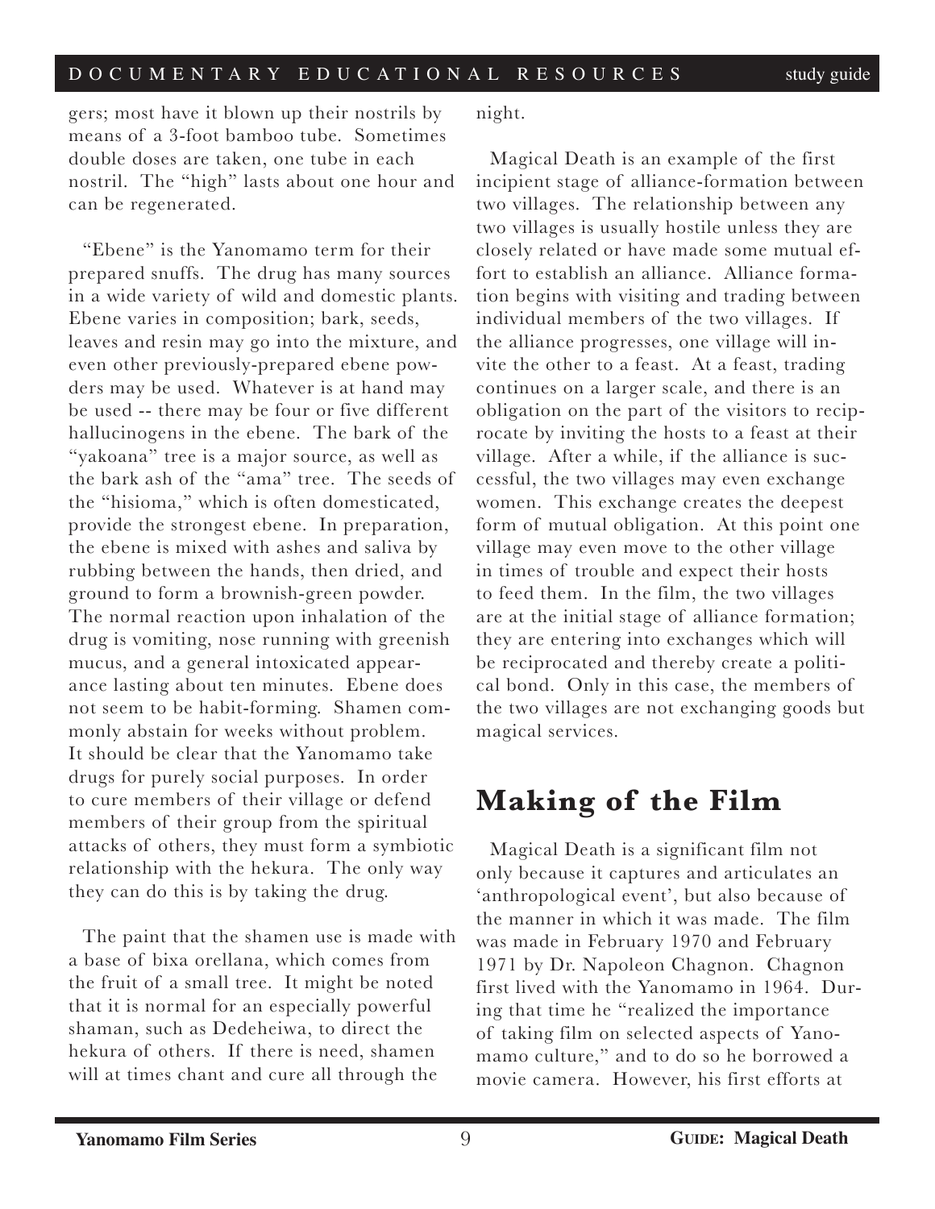gers; most have it blown up their nostrils by means of a 3-foot bamboo tube. Sometimes double doses are taken, one tube in each nostril. The "high" lasts about one hour and can be regenerated.

"Ebene" is the Yanomamo term for their prepared snuffs. The drug has many sources in a wide variety of wild and domestic plants. Ebene varies in composition; bark, seeds, leaves and resin may go into the mixture, and even other previously-prepared ebene powders may be used. Whatever is at hand may be used -- there may be four or five different hallucinogens in the ebene. The bark of the "yakoana" tree is a major source, as well as the bark ash of the "ama" tree. The seeds of the "hisioma," which is often domesticated, provide the strongest ebene. In preparation, the ebene is mixed with ashes and saliva by rubbing between the hands, then dried, and ground to form a brownish-green powder. The normal reaction upon inhalation of the drug is vomiting, nose running with greenish mucus, and a general intoxicated appearance lasting about ten minutes. Ebene does not seem to be habit-forming. Shamen commonly abstain for weeks without problem. It should be clear that the Yanomamo take drugs for purely social purposes. In order to cure members of their village or defend members of their group from the spiritual attacks of others, they must form a symbiotic relationship with the hekura. The only way they can do this is by taking the drug.

The paint that the shamen use is made with a base of bixa orellana, which comes from the fruit of a small tree. It might be noted that it is normal for an especially powerful shaman, such as Dedeheiwa, to direct the hekura of others. If there is need, shamen will at times chant and cure all through the night.

Magical Death is an example of the first incipient stage of alliance-formation between two villages. The relationship between any two villages is usually hostile unless they are closely related or have made some mutual effort to establish an alliance. Alliance formation begins with visiting and trading between individual members of the two villages. If the alliance progresses, one village will invite the other to a feast. At a feast, trading continues on a larger scale, and there is an obligation on the part of the visitors to reciprocate by inviting the hosts to a feast at their village. After a while, if the alliance is successful, the two villages may even exchange women. This exchange creates the deepest form of mutual obligation. At this point one village may even move to the other village in times of trouble and expect their hosts to feed them. In the film, the two villages are at the initial stage of alliance formation; they are entering into exchanges which will be reciprocated and thereby create a political bond. Only in this case, the members of the two villages are not exchanging goods but magical services.

## Making of the Film

Magical Death is a significant film not only because it captures and articulates an 'anthropological event', but also because of the manner in which it was made. The film was made in February 1970 and February 1971 by Dr. Napoleon Chagnon. Chagnon first lived with the Yanomamo in 1964. During that time he "realized the importance of taking film on selected aspects of Yanomamo culture," and to do so he borrowed a movie camera. However, his first efforts at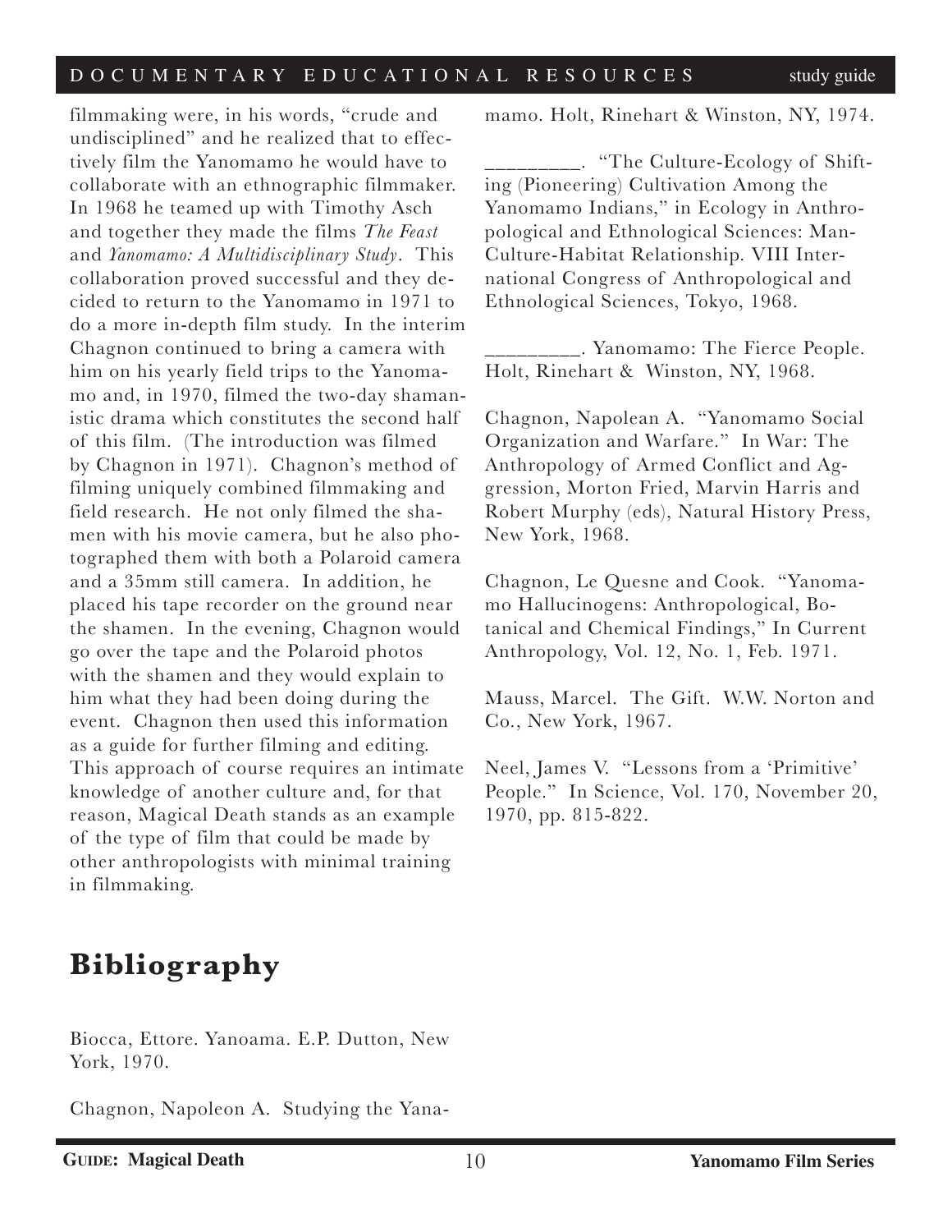filmmaking were, in his words, "crude and undisciplined" and he realized that to effectively film the Yanomamo he would have to collaborate with an ethnographic filmmaker. In 1968 he teamed up with Timothy Asch and together they made the films *The Feast* and *Yanomamo: A Multidisciplinary Study*. This collaboration proved successful and they decided to return to the Yanomamo in 1971 to do a more in-depth film study. In the interim Chagnon continued to bring a camera with him on his yearly field trips to the Yanomamo and, in 1970, filmed the two-day shamanistic drama which constitutes the second half of this film. (The introduction was filmed by Chagnon in 1971). Chagnon's method of filming uniquely combined filmmaking and field research. He not only filmed the shamen with his movie camera, but he also photographed them with both a Polaroid camera and a 35mm still camera. In addition, he placed his tape recorder on the ground near the shamen. In the evening, Chagnon would go over the tape and the Polaroid photos with the shamen and they would explain to him what they had been doing during the event. Chagnon then used this information as a guide for further filming and editing. This approach of course requires an intimate knowledge of another culture and, for that reason, Magical Death stands as an example of the type of film that could be made by other anthropologists with minimal training in filmmaking.

# Bibliography

Biocca, Ettore. Yanoama. E.P. Dutton, New York, 1970.

Chagnon, Napoleon A. Studying the Yanamamo. Holt, Rinehart & Winston, NY, 1974.

_________. "The Culture-Ecology of Shifting (Pioneering) Cultivation Among the Yanomamo Indians," in Ecology in Anthropological and Ethnological Sciences: Man-Culture-Habitat Relationship. VIII International Congress of Anthropological and Ethnological Sciences, Tokyo, 1968.

_________. Yanomamo: The Fierce People. Holt, Rinehart & Winston, NY, 1968.

Chagnon, Napolean A. "Yanomamo Social Organization and Warfare." In War: The Anthropology of Armed Conflict and Aggression, Morton Fried, Marvin Harris and Robert Murphy (eds), Natural History Press, New York, 1968.

Chagnon, Le Quesne and Cook. "Yanomamo Hallucinogens: Anthropological, Botanical and Chemical Findings," In Current Anthropology, Vol. 12, No. 1, Feb. 1971.

Mauss, Marcel. The Gift. W.W. Norton and Co., New York, 1967.

Neel, James V. "Lessons from a 'Primitive' People." In Science, Vol. 170, November 20, 1970, pp. 815-822.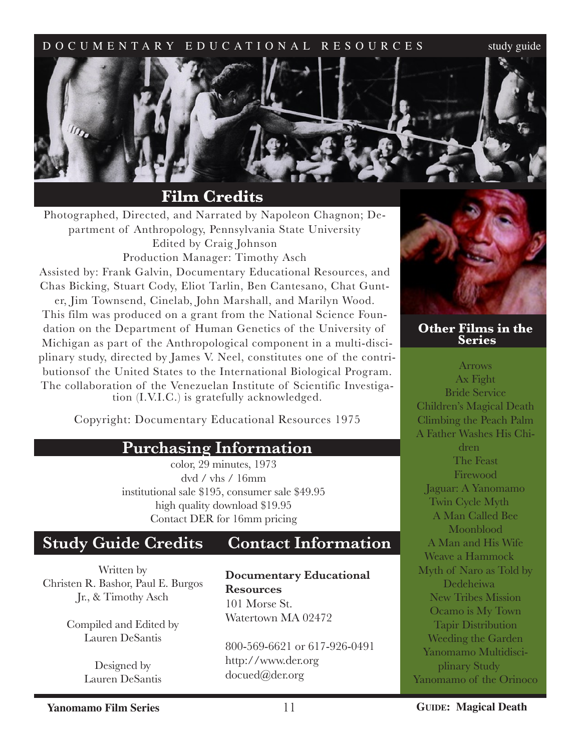## Film Credits

Photographed, Directed, and Narrated by Napoleon Chagnon; Department of Anthropology, Pennsylvania State University
Edited by Craig Johnson
Production Manager: Timothy Asch
Assisted by: Frank Galvin, Documentary Educational Resources, and Chas Bicking, Stuart Cody, Eliot Tarlin, Ben Cantesano, Chat Gunter, Jim Townsend, Cinelab, John Marshall, and Marilyn Wood.
This film was produced on a grant from the National Science Foundation on the Department of Human Genetics of the University of Michigan as part of the Anthropological component in a multi-disciplinary study, directed by James V. Neel, constitutes one of the contributionsof the United States to the International Biological Program. The collaboration of the Venezuelan Institute of Scientific Investigation (I.V.I.C.) is gratefully acknowledged.

Copyright: Documentary Educational Resources 1975

## Purchasing Information

color, 29 minutes, 1973
dvd / vhs / 16mm
institutional sale $195, consumer sale $49.95
high quality download $19.95
Contact DER for 16mm pricing

## Study Guide Credits

Written by
Christen R. Bashor, Paul E. Burgos Jr., & Timothy Asch

Compiled and Edited by
Lauren DeSantis

Designed by
Lauren DeSantis

## Contact Information

**Documentary Educational Resources**
101 Morse St.
Watertown MA 02472

800-569-6621 or 617-926-0491
http://www.der.org
docued@der.org

## Other Films in the Series

Arrows
Ax Fight
Bride Service
Children's Magical Death
Climbing the Peach Palm
A Father Washes His Children
The Feast
Firewood
Jaguar: A Yanomamo Twin Cycle Myth
A Man Called Bee
Moonblood
A Man and His Wife Weave a Hammock
Myth of Naro as Told by Dedeheiwa
New Tribes Mission
Ocamo is My Town
Tapir Distribution
Weeding the Garden
Yanomamo Multidisciplinary Study
Yanomamo of the Orinoco